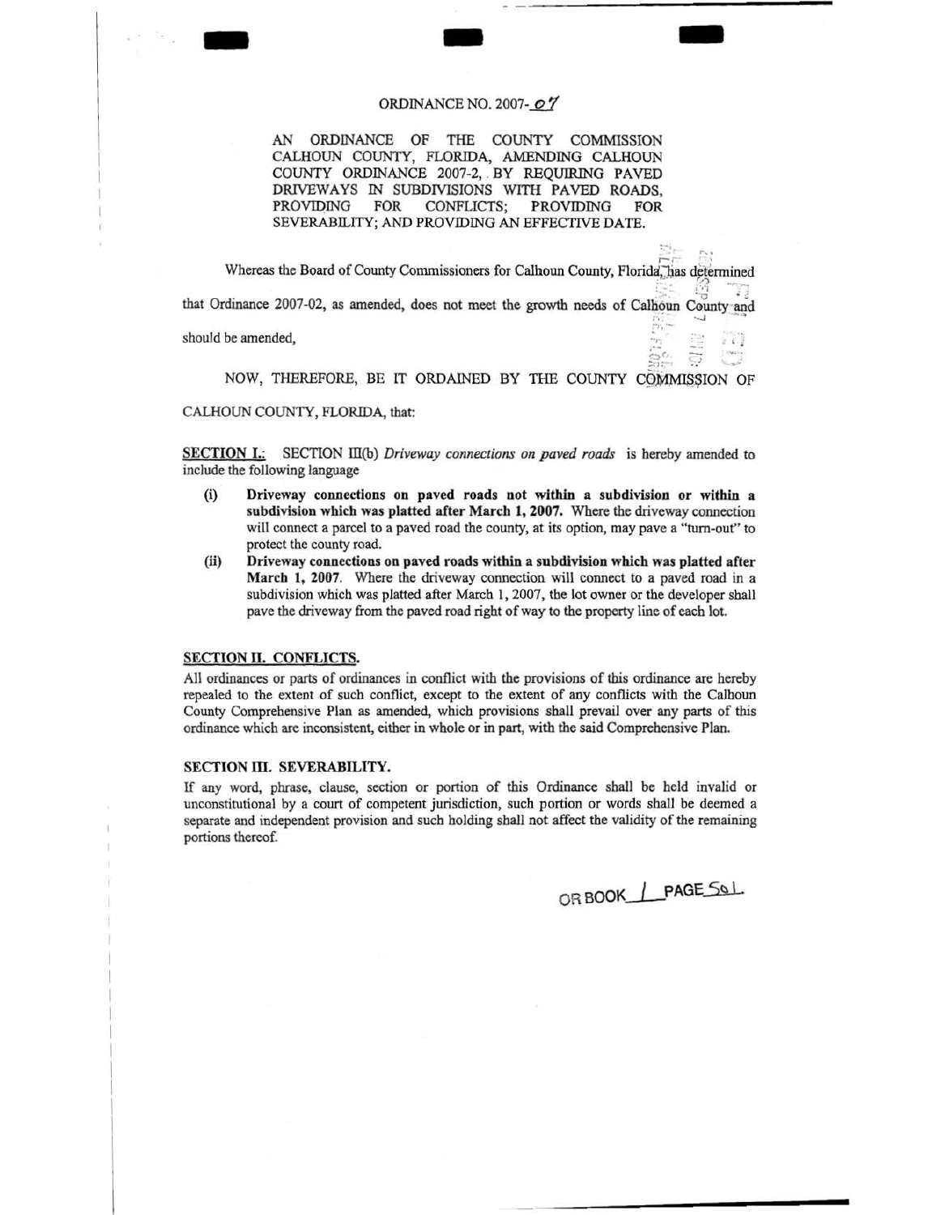ORDINANCE NO. 2007-07

AN ORDINANCE OF THE COUNTY COMMISSION CALHOUN COUNTY, FLORIDA, AMENDING CALHOUN COUNTY ORDINANCE 2007-2, BY REQUIRING PAVED DRIVEWAYS IN SUBDIVISIONS WITH PAVED ROADS, PROVIDING FOR CONFLICTS; PROVIDING FOR SEVERABILITY; AND PROVIDING AN EFFECTIVE DATE.

Whereas the Board of County Commissioners for Calhoun County, Florida, has determined that Ordinance 2007-02, as amended, does not meet the growth needs of Calhoun County and should be amended,

NOW, THEREFORE, BE IT ORDAINED BY THE COUNTY COMMISSION OF CALHOUN COUNTY, FLORIDA, that:

**SECTION I.**: SECTION III(b) *Driveway connections on paved roads* is hereby amended to include the following language

(i) **Driveway connections on paved roads not within a subdivision or within a subdivision which was platted after March 1, 2007.** Where the driveway connection will connect a parcel to a paved road the county, at its option, may pave a "turn-out" to protect the county road.

(ii) **Driveway connections on paved roads within a subdivision which was platted after March 1, 2007**. Where the driveway connection will connect to a paved road in a subdivision which was platted after March 1, 2007, the lot owner or the developer shall pave the driveway from the paved road right of way to the property line of each lot.

**SECTION II. CONFLICTS.**

All ordinances or parts of ordinances in conflict with the provisions of this ordinance are hereby repealed to the extent of such conflict, except to the extent of any conflicts with the Calhoun County Comprehensive Plan as amended, which provisions shall prevail over any parts of this ordinance which are inconsistent, either in whole or in part, with the said Comprehensive Plan.

**SECTION III. SEVERABILITY.**

If any word, phrase, clause, section or portion of this Ordinance shall be held invalid or unconstitutional by a court of competent jurisdiction, such portion or words shall be deemed a separate and independent provision and such holding shall not affect the validity of the remaining portions thereof.

OR BOOK 1 PAGE 561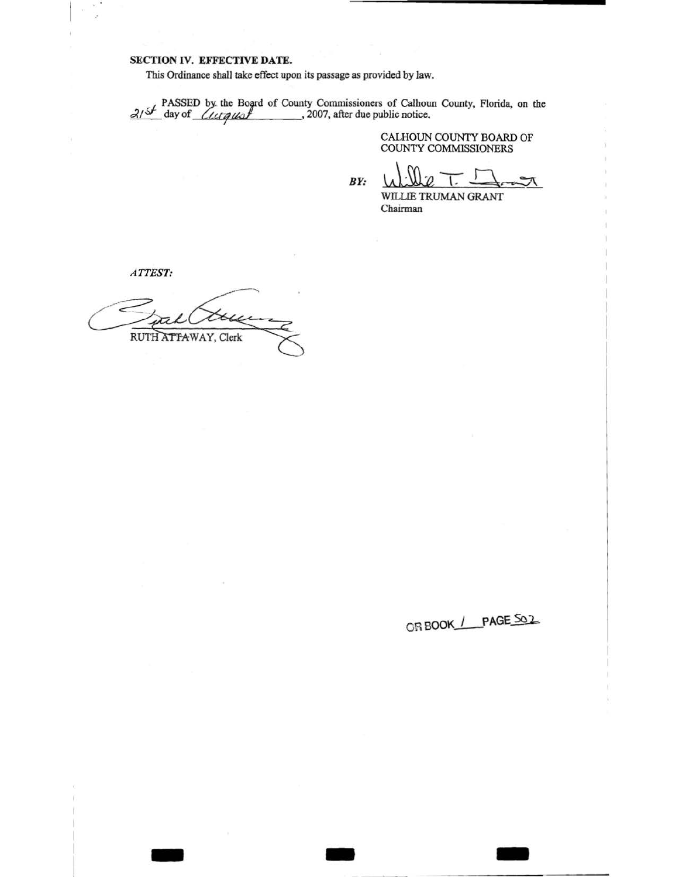**SECTION IV. EFFECTIVE DATE.**

This Ordinance shall take effect upon its passage as provided by law.

PASSED by the Board of County Commissioners of Calhoun County, Florida, on the 21st day of August, 2007, after due public notice.

CALHOUN COUNTY BOARD OF COUNTY COMMISSIONERS

*BY:* ______________________

WILLIE TRUMAN GRANT
Chairman

*ATTEST:*

______________________

RUTH ATTAWAY, Clerk

OR BOOK 1 PAGE 502